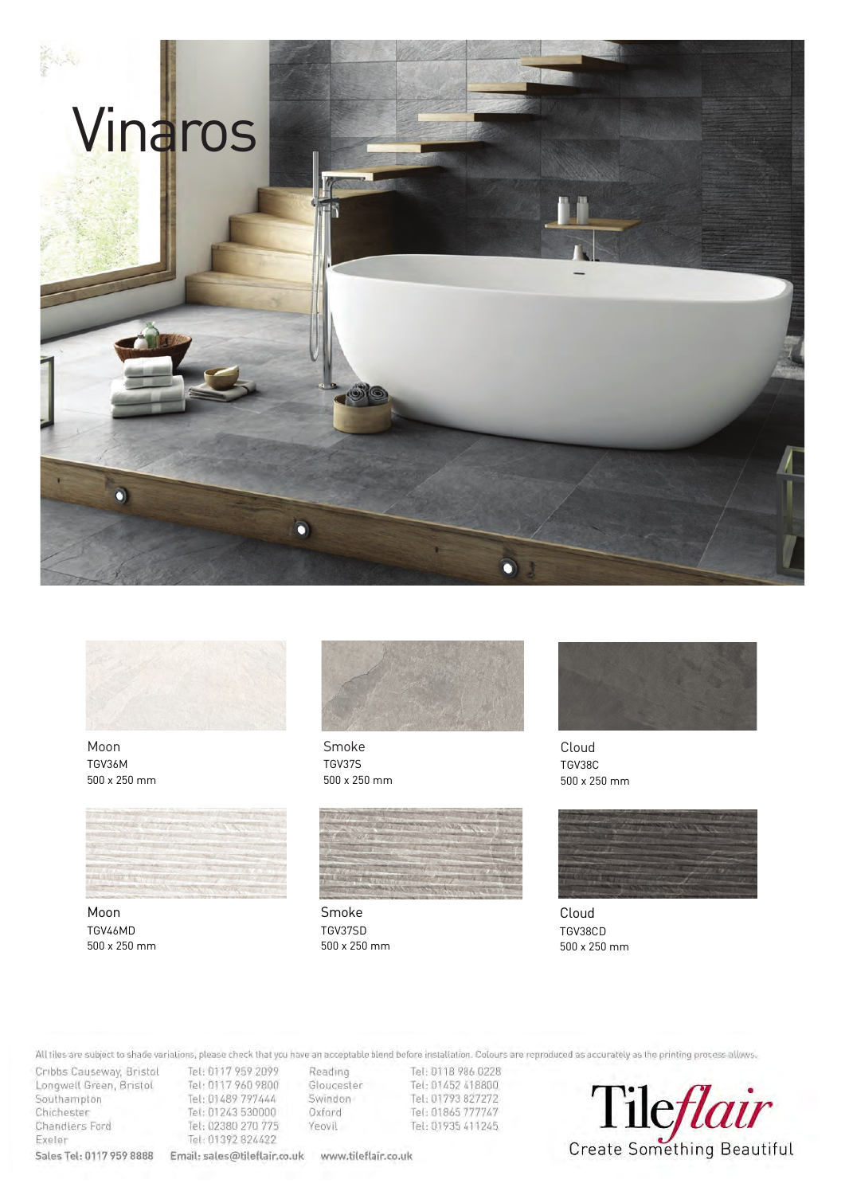# Vinaros

Moon
TGV36M
500 x 250 mm

Smoke
TGV37S
500 x 250 mm

Cloud
TGV38C
500 x 250 mm

Moon
TGV46MD
500 x 250 mm

Smoke
TGV37SD
500 x 250 mm

Cloud
TGV38CD
500 x 250 mm

All tiles are subject to shade variations, please check that you have an acceptable blend before installation. Colours are reproduced as accurately as the printing process allows.

| | | | |
|---|---|---|---|
| Cribbs Causeway, Bristol | Tel: 0117 959 2099 | Reading | Tel: 0118 986 0228 |
| Longwell Green, Bristol | Tel: 0117 960 9800 | Gloucester | Tel: 01452 418800 |
| Southampton | Tel: 01489 797444 | Swindon | Tel: 01793 827272 |
| Chichester | Tel: 01243 530000 | Oxford | Tel: 01865 777747 |
| Chandlers Ford | Tel: 02380 270 775 | Yeovil | Tel: 01935 411245 |
| Exeter | Tel: 01392 824422 | | |

Sales Tel: 0117 959 8888 Email: sales@tileflair.co.uk www.tileflair.co.uk

Tileflair
Create Something Beautiful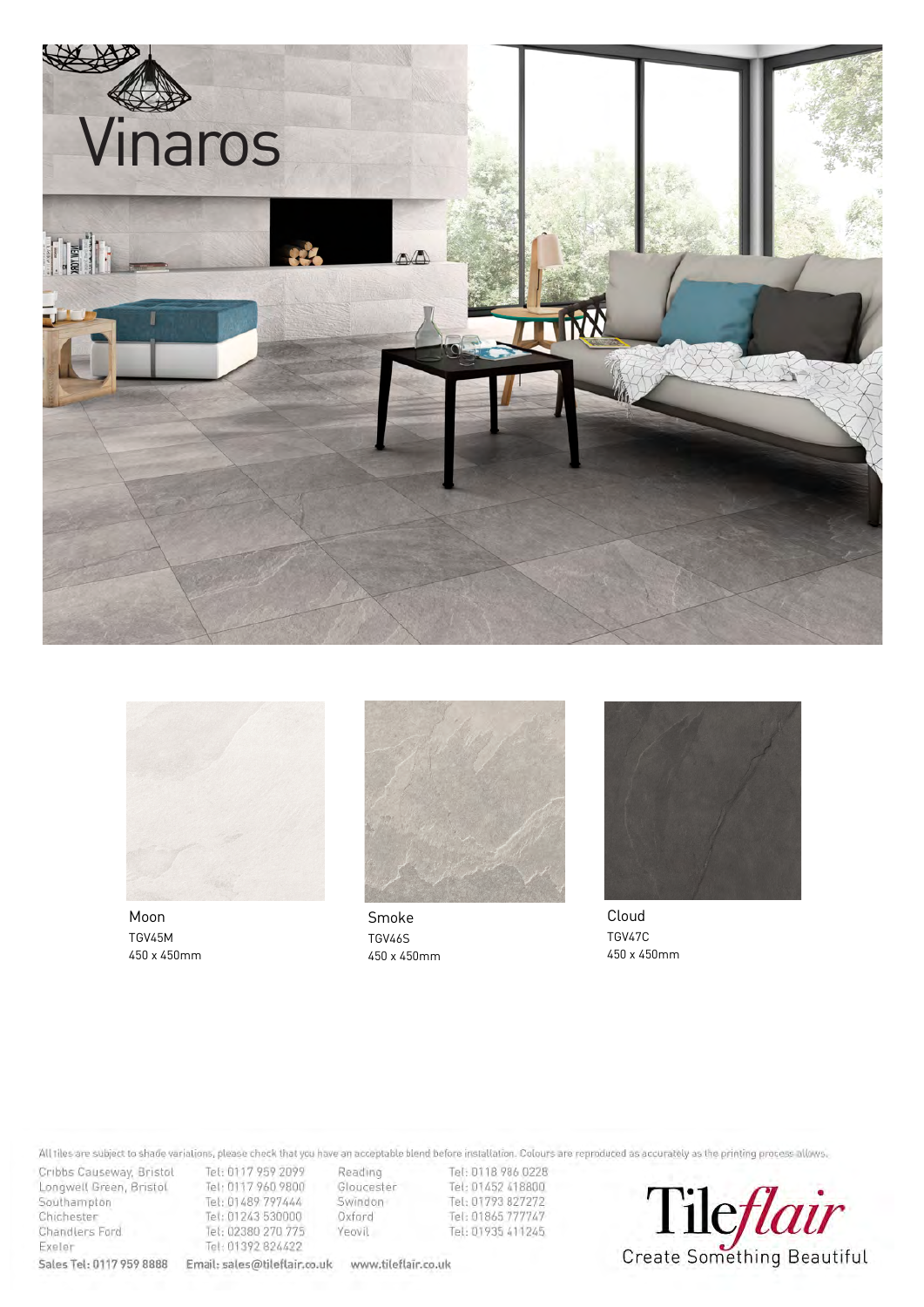# Vinaros

Moon
TGV45M
450 x 450mm

Smoke
TGV46S
450 x 450mm

Cloud
TGV47C
450 x 450mm

All tiles are subject to shade variations, please check that you have an acceptable blend before installation. Colours are reproduced as accurately as the printing process allows.

| | | | |
|---|---|---|---|
| Cribbs Causeway, Bristol | Tel: 0117 959 2099 | Reading | Tel: 0118 986 0228 |
| Longwell Green, Bristol | Tel: 0117 960 9800 | Gloucester | Tel: 01452 418800 |
| Southampton | Tel: 01489 797444 | Swindon | Tel: 01793 827272 |
| Chichester | Tel: 01243 530000 | Oxford | Tel: 01865 777747 |
| Chandlers Ford | Tel: 02380 270 775 | Yeovil | Tel: 01935 411245 |
| Exeter | Tel: 01392 824422 | | |

**Sales Tel: 0117 959 8888** Email: sales@tileflair.co.uk www.tileflair.co.uk

Tileflair
Create Something Beautiful